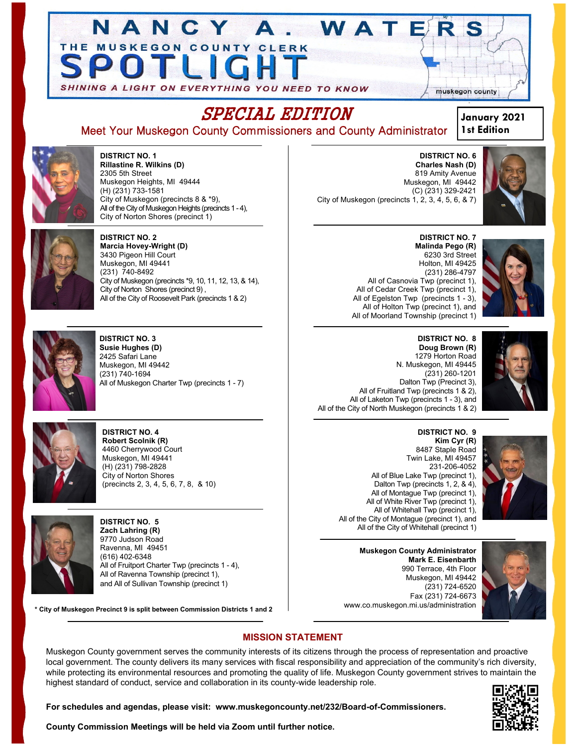# NANCY A. WATERS

## THE MUSKEGON COUNTY CLERK SPOTLIGHT

SHINING A LIGHT ON EVERYTHING YOU NEED TO KNOW

muskegon county

## SPECIAL EDITION

Meet Your Muskegon County Commissioners and County Administrator

January 2021
1st Edition

**DISTRICT NO. 1**
**Rillastine R. Wilkins (D)**
2305 5th Street
Muskegon Heights, MI 49444
(H) (231) 733-1581
City of Muskegon (precincts 8 & *9),
All of the City of Muskegon Heights (precincts 1 - 4),
City of Norton Shores (precinct 1)

**DISTRICT NO. 2**
**Marcia Hovey-Wright (D)**
3430 Pigeon Hill Court
Muskegon, MI 49441
(231) 740-8492
City of Muskegon (precincts *9, 10, 11, 12, 13, & 14),
City of Norton Shores (precinct 9) ,
All of the City of Roosevelt Park (precincts 1 & 2)

**DISTRICT NO. 3**
**Susie Hughes (D)**
2425 Safari Lane
Muskegon, MI 49442
(231) 740-1694
All of Muskegon Charter Twp (precincts 1 - 7)

**DISTRICT NO. 4**
**Robert Scolnik (R)**
4460 Cherrywood Court
Muskegon, MI 49441
(H) (231) 798-2828
City of Norton Shores
(precincts 2, 3, 4, 5, 6, 7, 8, & 10)

**DISTRICT NO. 5**
**Zach Lahring (R)**
9770 Judson Road
Ravenna, MI 49451
(616) 402-6348
All of Fruitport Charter Twp (precincts 1 - 4),
All of Ravenna Township (precinct 1),
and All of Sullivan Township (precinct 1)

**\* City of Muskegon Precinct 9 is split between Commission Districts 1 and 2**

**DISTRICT NO. 6**
**Charles Nash (D)**
819 Amity Avenue
Muskegon, MI 49442
(C) (231) 329-2421
City of Muskegon (precincts 1, 2, 3, 4, 5, 6, & 7)

**DISTRICT NO. 7**
**Malinda Pego (R)**
6230 3rd Street
Holton, MI 49425
(231) 286-4797
All of Casnovia Twp (precinct 1),
All of Cedar Creek Twp (precinct 1),
All of Egelston Twp (precincts 1 - 3),
All of Holton Twp (precinct 1), and
All of Moorland Township (precinct 1)

**DISTRICT NO. 8**
**Doug Brown (R)**
1279 Horton Road
N. Muskegon, MI 49445
(231) 260-1201
Dalton Twp (Precinct 3),
All of Fruitland Twp (precincts 1 & 2),
All of Laketon Twp (precincts 1 - 3), and
All of the City of North Muskegon (precincts 1 & 2)

**DISTRICT NO. 9**
**Kim Cyr (R)**
8487 Staple Road
Twin Lake, MI 49457
231-206-4052
All of Blue Lake Twp (precinct 1),
Dalton Twp (precincts 1, 2, & 4),
All of Montague Twp (precinct 1),
All of White River Twp (precinct 1),
All of Whitehall Twp (precinct 1),
All of the City of Montague (precinct 1), and
All of the City of Whitehall (precinct 1)

**Muskegon County Administrator**
**Mark E. Eisenbarth**
990 Terrace, 4th Floor
Muskegon, MI 49442
(231) 724-6520
Fax (231) 724-6673
www.co.muskegon.mi.us/administration

## MISSION STATEMENT

Muskegon County government serves the community interests of its citizens through the process of representation and proactive local government. The county delivers its many services with fiscal responsibility and appreciation of the community's rich diversity, while protecting its environmental resources and promoting the quality of life. Muskegon County government strives to maintain the highest standard of conduct, service and collaboration in its county-wide leadership role.

**For schedules and agendas, please visit: www.muskegoncounty.net/232/Board-of-Commissioners.**

**County Commission Meetings will be held via Zoom until further notice.**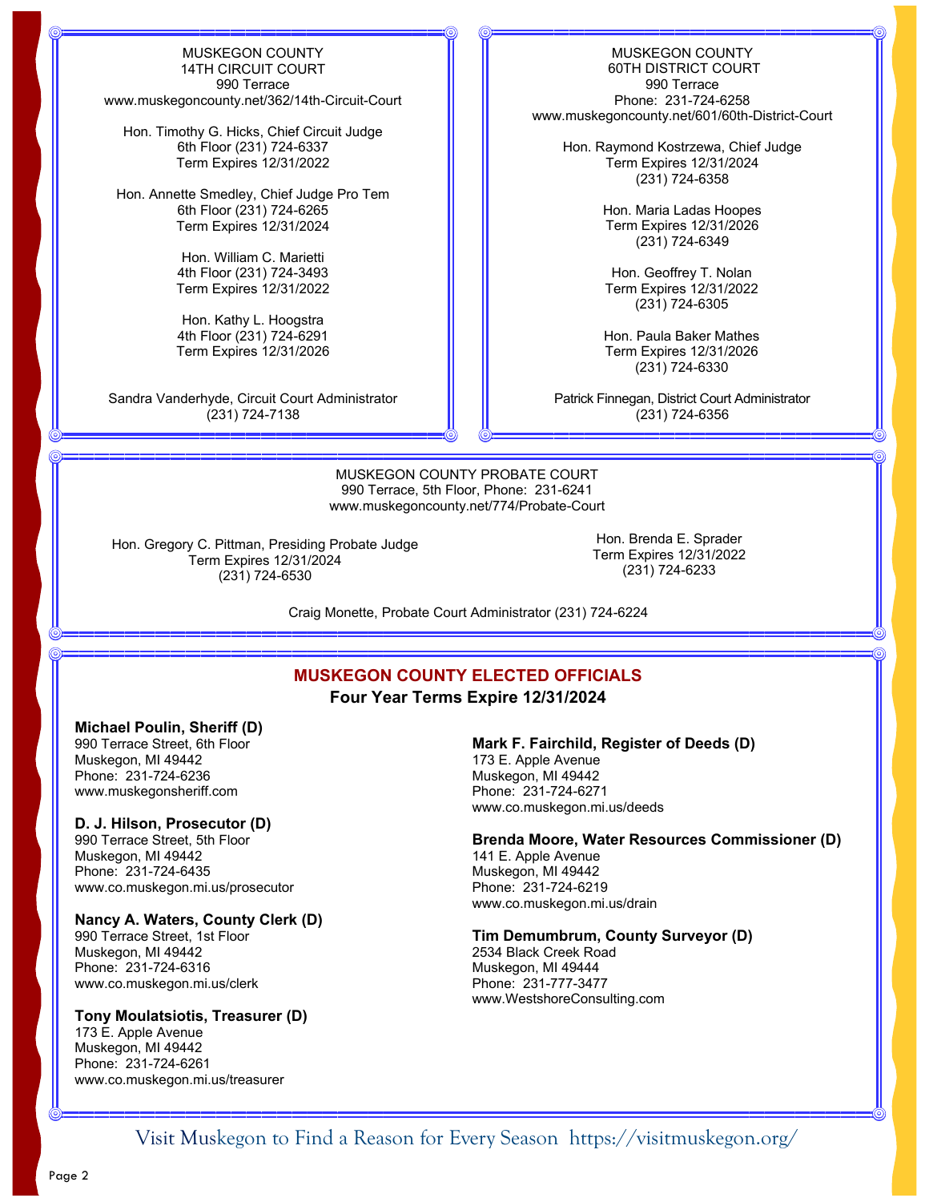MUSKEGON COUNTY
14TH CIRCUIT COURT
990 Terrace
www.muskegoncounty.net/362/14th-Circuit-Court

Hon. Timothy G. Hicks, Chief Circuit Judge
6th Floor (231) 724-6337
Term Expires 12/31/2022

Hon. Annette Smedley, Chief Judge Pro Tem
6th Floor (231) 724-6265
Term Expires 12/31/2024

Hon. William C. Marietti
4th Floor (231) 724-3493
Term Expires 12/31/2022

Hon. Kathy L. Hoogstra
4th Floor (231) 724-6291
Term Expires 12/31/2026

Sandra Vanderhyde, Circuit Court Administrator
(231) 724-7138

MUSKEGON COUNTY
60TH DISTRICT COURT
990 Terrace
Phone: 231-724-6258
www.muskegoncounty.net/601/60th-District-Court

Hon. Raymond Kostrzewa, Chief Judge
Term Expires 12/31/2024
(231) 724-6358

Hon. Maria Ladas Hoopes
Term Expires 12/31/2026
(231) 724-6349

Hon. Geoffrey T. Nolan
Term Expires 12/31/2022
(231) 724-6305

Hon. Paula Baker Mathes
Term Expires 12/31/2026
(231) 724-6330

Patrick Finnegan, District Court Administrator
(231) 724-6356

MUSKEGON COUNTY PROBATE COURT
990 Terrace, 5th Floor, Phone: 231-6241
www.muskegoncounty.net/774/Probate-Court

Hon. Gregory C. Pittman, Presiding Probate Judge
Term Expires 12/31/2024
(231) 724-6530

Hon. Brenda E. Sprader
Term Expires 12/31/2022
(231) 724-6233

Craig Monette, Probate Court Administrator (231) 724-6224

## MUSKEGON COUNTY ELECTED OFFICIALS

**Four Year Terms Expire 12/31/2024**

**Michael Poulin, Sheriff (D)**
990 Terrace Street, 6th Floor
Muskegon, MI 49442
Phone: 231-724-6236
www.muskegonsheriff.com

**D. J. Hilson, Prosecutor (D)**
990 Terrace Street, 5th Floor
Muskegon, MI 49442
Phone: 231-724-6435
www.co.muskegon.mi.us/prosecutor

**Nancy A. Waters, County Clerk (D)**
990 Terrace Street, 1st Floor
Muskegon, MI 49442
Phone: 231-724-6316
www.co.muskegon.mi.us/clerk

**Tony Moulatsiotis, Treasurer (D)**
173 E. Apple Avenue
Muskegon, MI 49442
Phone: 231-724-6261
www.co.muskegon.mi.us/treasurer

**Mark F. Fairchild, Register of Deeds (D)**
173 E. Apple Avenue
Muskegon, MI 49442
Phone: 231-724-6271
www.co.muskegon.mi.us/deeds

**Brenda Moore, Water Resources Commissioner (D)**
141 E. Apple Avenue
Muskegon, MI 49442
Phone: 231-724-6219
www.co.muskegon.mi.us/drain

**Tim Demumbrum, County Surveyor (D)**
2534 Black Creek Road
Muskegon, MI 49444
Phone: 231-777-3477
www.WestshoreConsulting.com

Visit Muskegon to Find a Reason for Every Season https://visitmuskegon.org/